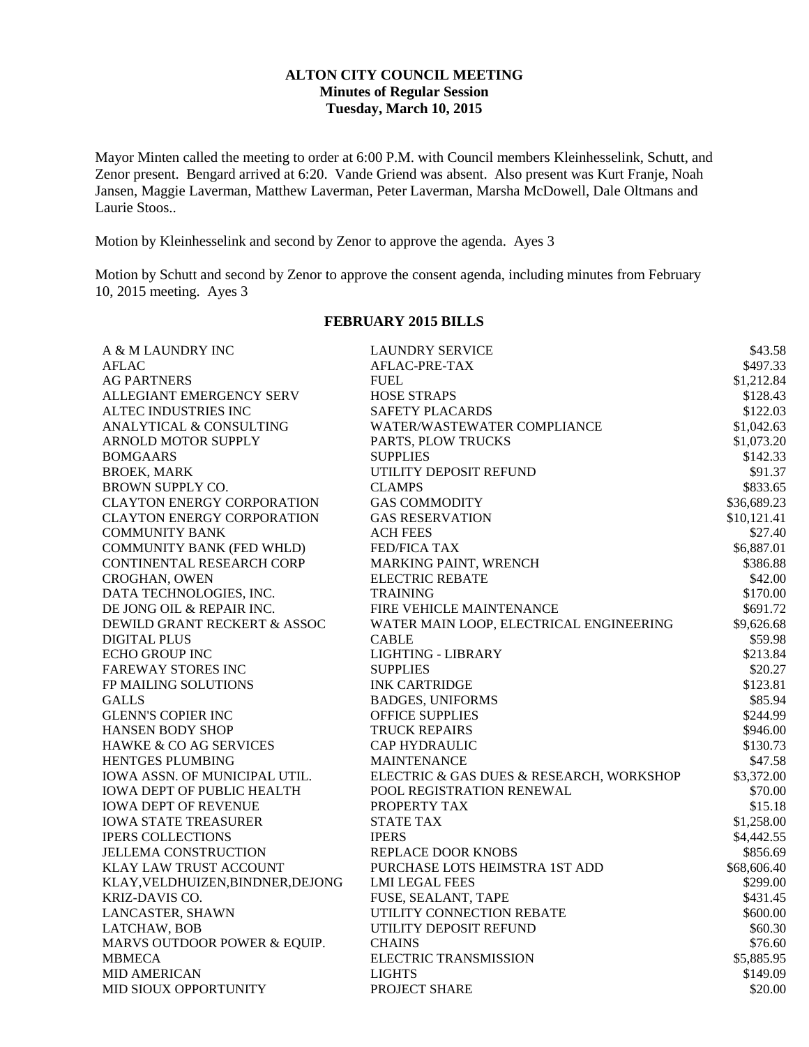# ALTON CITY COUNCIL MEETING
## Minutes of Regular Session
### Tuesday, March 10, 2015

Mayor Minten called the meeting to order at 6:00 P.M. with Council members Kleinhesselink, Schutt, and Zenor present. Bengard arrived at 6:20. Vande Griend was absent. Also present was Kurt Franje, Noah Jansen, Maggie Laverman, Matthew Laverman, Peter Laverman, Marsha McDowell, Dale Oltmans and Laurie Stoos..

Motion by Kleinhesselink and second by Zenor to approve the agenda. Ayes 3

Motion by Schutt and second by Zenor to approve the consent agenda, including minutes from February 10, 2015 meeting. Ayes 3

**FEBRUARY 2015 BILLS**

| | | |
|---|---|---|
| A & M LAUNDRY INC | LAUNDRY SERVICE | $43.58 |
| AFLAC | AFLAC-PRE-TAX | $497.33 |
| AG PARTNERS | FUEL | $1,212.84 |
| ALLEGIANT EMERGENCY SERV | HOSE STRAPS | $128.43 |
| ALTEC INDUSTRIES INC | SAFETY PLACARDS | $122.03 |
| ANALYTICAL & CONSULTING | WATER/WASTEWATER COMPLIANCE | $1,042.63 |
| ARNOLD MOTOR SUPPLY | PARTS, PLOW TRUCKS | $1,073.20 |
| BOMGAARS | SUPPLIES | $142.33 |
| BROEK, MARK | UTILITY DEPOSIT REFUND | $91.37 |
| BROWN SUPPLY CO. | CLAMPS | $833.65 |
| CLAYTON ENERGY CORPORATION | GAS COMMODITY | $36,689.23 |
| CLAYTON ENERGY CORPORATION | GAS RESERVATION | $10,121.41 |
| COMMUNITY BANK | ACH FEES | $27.40 |
| COMMUNITY BANK (FED WHLD) | FED/FICA TAX | $6,887.01 |
| CONTINENTAL RESEARCH CORP | MARKING PAINT, WRENCH | $386.88 |
| CROGHAN, OWEN | ELECTRIC REBATE | $42.00 |
| DATA TECHNOLOGIES, INC. | TRAINING | $170.00 |
| DE JONG OIL & REPAIR INC. | FIRE VEHICLE MAINTENANCE | $691.72 |
| DEWILD GRANT RECKERT & ASSOC | WATER MAIN LOOP, ELECTRICAL ENGINEERING | $9,626.68 |
| DIGITAL PLUS | CABLE | $59.98 |
| ECHO GROUP INC | LIGHTING - LIBRARY | $213.84 |
| FAREWAY STORES INC | SUPPLIES | $20.27 |
| FP MAILING SOLUTIONS | INK CARTRIDGE | $123.81 |
| GALLS | BADGES, UNIFORMS | $85.94 |
| GLENN'S COPIER INC | OFFICE SUPPLIES | $244.99 |
| HANSEN BODY SHOP | TRUCK REPAIRS | $946.00 |
| HAWKE & CO AG SERVICES | CAP HYDRAULIC | $130.73 |
| HENTGES PLUMBING | MAINTENANCE | $47.58 |
| IOWA ASSN. OF MUNICIPAL UTIL. | ELECTRIC & GAS DUES & RESEARCH, WORKSHOP | $3,372.00 |
| IOWA DEPT OF PUBLIC HEALTH | POOL REGISTRATION RENEWAL | $70.00 |
| IOWA DEPT OF REVENUE | PROPERTY TAX | $15.18 |
| IOWA STATE TREASURER | STATE TAX | $1,258.00 |
| IPERS COLLECTIONS | IPERS | $4,442.55 |
| JELLEMA CONSTRUCTION | REPLACE DOOR KNOBS | $856.69 |
| KLAY LAW TRUST ACCOUNT | PURCHASE LOTS HEIMSTRA 1ST ADD | $68,606.40 |
| KLAY,VELDHUIZEN,BINDNER,DEJONG | LMI LEGAL FEES | $299.00 |
| KRIZ-DAVIS CO. | FUSE, SEALANT, TAPE | $431.45 |
| LANCASTER, SHAWN | UTILITY CONNECTION REBATE | $600.00 |
| LATCHAW, BOB | UTILITY DEPOSIT REFUND | $60.30 |
| MARVS OUTDOOR POWER & EQUIP. | CHAINS | $76.60 |
| MBMECA | ELECTRIC TRANSMISSION | $5,885.95 |
| MID AMERICAN | LIGHTS | $149.09 |
| MID SIOUX OPPORTUNITY | PROJECT SHARE | $20.00 |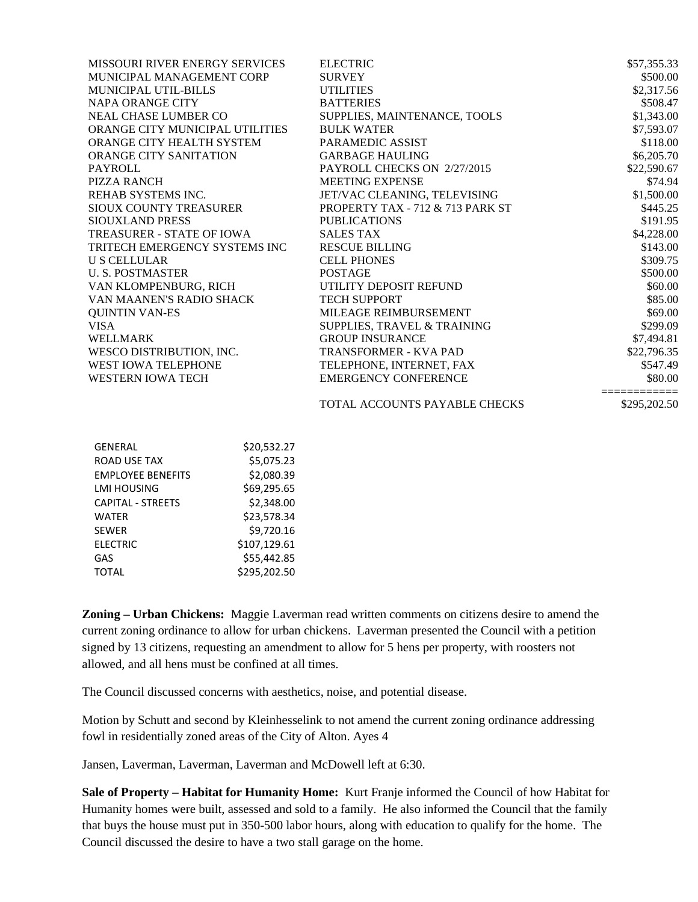| | | |
|---|---|---|
| MISSOURI RIVER ENERGY SERVICES | ELECTRIC | $57,355.33 |
| MUNICIPAL MANAGEMENT CORP | SURVEY | $500.00 |
| MUNICIPAL UTIL-BILLS | UTILITIES | $2,317.56 |
| NAPA ORANGE CITY | BATTERIES | $508.47 |
| NEAL CHASE LUMBER CO | SUPPLIES, MAINTENANCE, TOOLS | $1,343.00 |
| ORANGE CITY MUNICIPAL UTILITIES | BULK WATER | $7,593.07 |
| ORANGE CITY HEALTH SYSTEM | PARAMEDIC ASSIST | $118.00 |
| ORANGE CITY SANITATION | GARBAGE HAULING | $6,205.70 |
| PAYROLL | PAYROLL CHECKS ON 2/27/2015 | $22,590.67 |
| PIZZA RANCH | MEETING EXPENSE | $74.94 |
| REHAB SYSTEMS INC. | JET/VAC CLEANING, TELEVISING | $1,500.00 |
| SIOUX COUNTY TREASURER | PROPERTY TAX - 712 & 713 PARK ST | $445.25 |
| SIOUXLAND PRESS | PUBLICATIONS | $191.95 |
| TREASURER - STATE OF IOWA | SALES TAX | $4,228.00 |
| TRITECH EMERGENCY SYSTEMS INC | RESCUE BILLING | $143.00 |
| U S CELLULAR | CELL PHONES | $309.75 |
| U. S. POSTMASTER | POSTAGE | $500.00 |
| VAN KLOMPENBURG, RICH | UTILITY DEPOSIT REFUND | $60.00 |
| VAN MAANEN'S RADIO SHACK | TECH SUPPORT | $85.00 |
| QUINTIN VAN-ES | MILEAGE REIMBURSEMENT | $69.00 |
| VISA | SUPPLIES, TRAVEL & TRAINING | $299.09 |
| WELLMARK | GROUP INSURANCE | $7,494.81 |
| WESCO DISTRIBUTION, INC. | TRANSFORMER - KVA PAD | $22,796.35 |
| WEST IOWA TELEPHONE | TELEPHONE, INTERNET, FAX | $547.49 |
| WESTERN IOWA TECH | EMERGENCY CONFERENCE | $80.00 |
| | | =========== |
| | TOTAL ACCOUNTS PAYABLE CHECKS | $295,202.50 |

| | |
|---|---|
| GENERAL | $20,532.27 |
| ROAD USE TAX | $5,075.23 |
| EMPLOYEE BENEFITS | $2,080.39 |
| LMI HOUSING | $69,295.65 |
| CAPITAL - STREETS | $2,348.00 |
| WATER | $23,578.34 |
| SEWER | $9,720.16 |
| ELECTRIC | $107,129.61 |
| GAS | $55,442.85 |
| TOTAL | $295,202.50 |

**Zoning – Urban Chickens:** Maggie Laverman read written comments on citizens desire to amend the current zoning ordinance to allow for urban chickens. Laverman presented the Council with a petition signed by 13 citizens, requesting an amendment to allow for 5 hens per property, with roosters not allowed, and all hens must be confined at all times.

The Council discussed concerns with aesthetics, noise, and potential disease.

Motion by Schutt and second by Kleinhesselink to not amend the current zoning ordinance addressing fowl in residentially zoned areas of the City of Alton. Ayes 4

Jansen, Laverman, Laverman, Laverman and McDowell left at 6:30.

**Sale of Property – Habitat for Humanity Home:** Kurt Franje informed the Council of how Habitat for Humanity homes were built, assessed and sold to a family. He also informed the Council that the family that buys the house must put in 350-500 labor hours, along with education to qualify for the home. The Council discussed the desire to have a two stall garage on the home.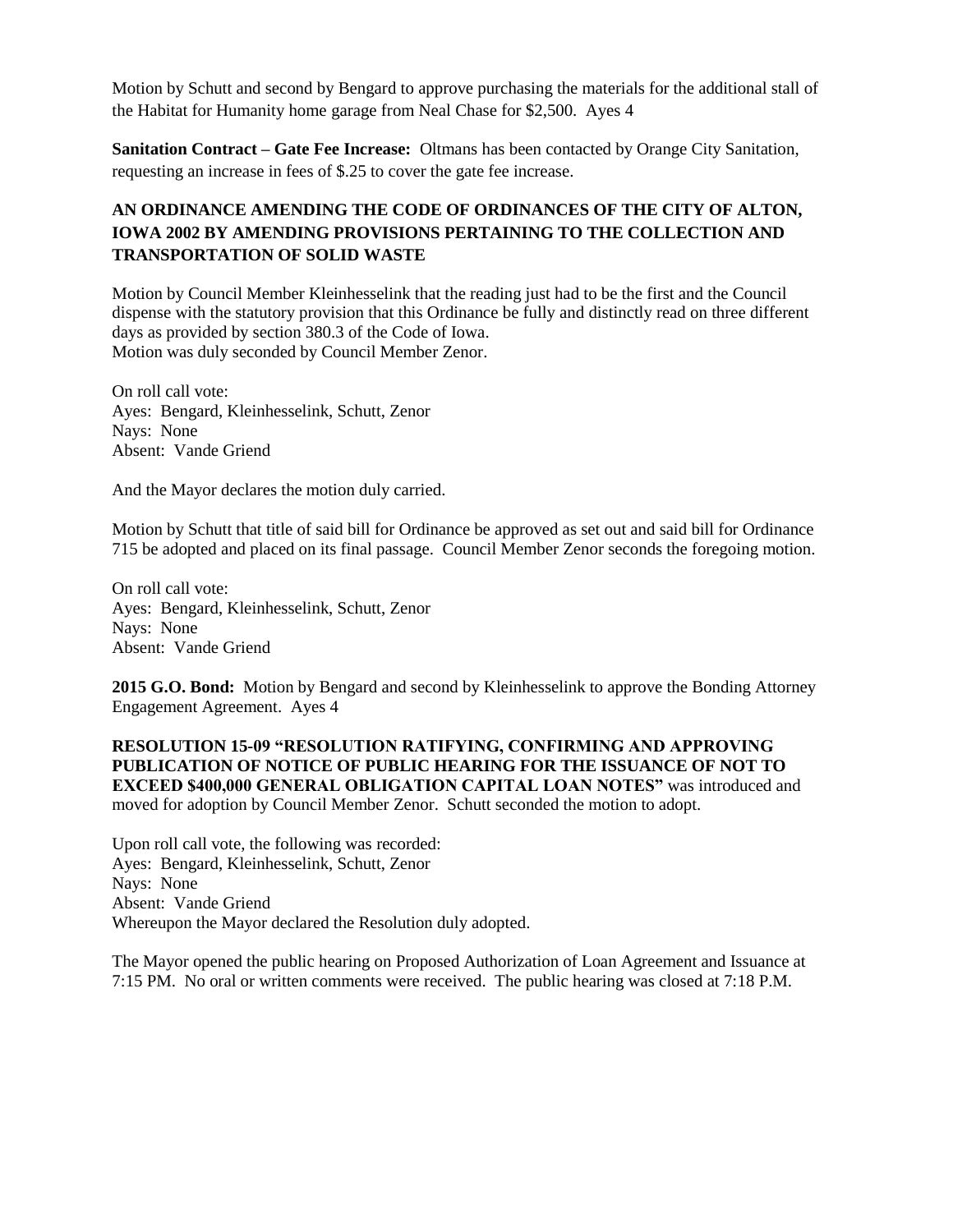Motion by Schutt and second by Bengard to approve purchasing the materials for the additional stall of the Habitat for Humanity home garage from Neal Chase for $2,500. Ayes 4

**Sanitation Contract – Gate Fee Increase:** Oltmans has been contacted by Orange City Sanitation, requesting an increase in fees of $.25 to cover the gate fee increase.

**AN ORDINANCE AMENDING THE CODE OF ORDINANCES OF THE CITY OF ALTON, IOWA 2002 BY AMENDING PROVISIONS PERTAINING TO THE COLLECTION AND TRANSPORTATION OF SOLID WASTE**

Motion by Council Member Kleinhesselink that the reading just had to be the first and the Council dispense with the statutory provision that this Ordinance be fully and distinctly read on three different days as provided by section 380.3 of the Code of Iowa.
Motion was duly seconded by Council Member Zenor.

On roll call vote:
Ayes: Bengard, Kleinhesselink, Schutt, Zenor
Nays: None
Absent: Vande Griend

And the Mayor declares the motion duly carried.

Motion by Schutt that title of said bill for Ordinance be approved as set out and said bill for Ordinance 715 be adopted and placed on its final passage. Council Member Zenor seconds the foregoing motion.

On roll call vote:
Ayes: Bengard, Kleinhesselink, Schutt, Zenor
Nays: None
Absent: Vande Griend

**2015 G.O. Bond:** Motion by Bengard and second by Kleinhesselink to approve the Bonding Attorney Engagement Agreement. Ayes 4

**RESOLUTION 15-09 "RESOLUTION RATIFYING, CONFIRMING AND APPROVING PUBLICATION OF NOTICE OF PUBLIC HEARING FOR THE ISSUANCE OF NOT TO EXCEED $400,000 GENERAL OBLIGATION CAPITAL LOAN NOTES"** was introduced and moved for adoption by Council Member Zenor. Schutt seconded the motion to adopt.

Upon roll call vote, the following was recorded:
Ayes: Bengard, Kleinhesselink, Schutt, Zenor
Nays: None
Absent: Vande Griend
Whereupon the Mayor declared the Resolution duly adopted.

The Mayor opened the public hearing on Proposed Authorization of Loan Agreement and Issuance at 7:15 PM. No oral or written comments were received. The public hearing was closed at 7:18 P.M.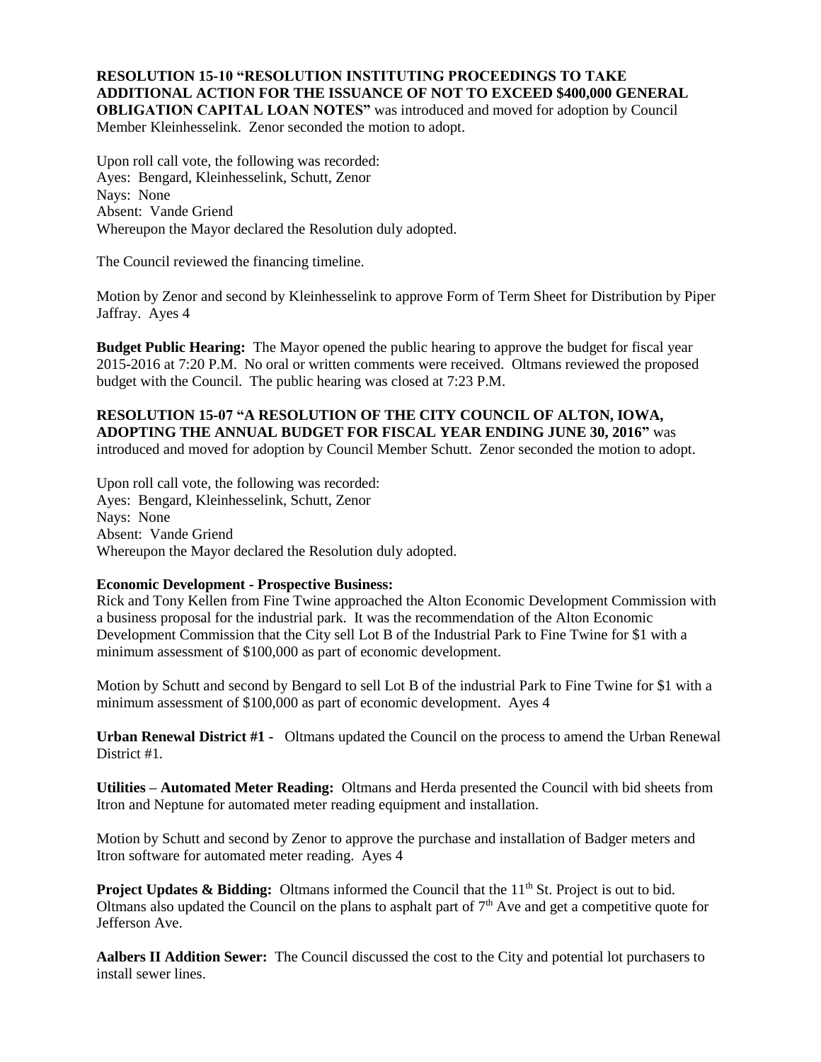**RESOLUTION 15-10 "RESOLUTION INSTITUTING PROCEEDINGS TO TAKE ADDITIONAL ACTION FOR THE ISSUANCE OF NOT TO EXCEED $400,000 GENERAL OBLIGATION CAPITAL LOAN NOTES"** was introduced and moved for adoption by Council Member Kleinhesselink. Zenor seconded the motion to adopt.

Upon roll call vote, the following was recorded:
Ayes: Bengard, Kleinhesselink, Schutt, Zenor
Nays: None
Absent: Vande Griend
Whereupon the Mayor declared the Resolution duly adopted.

The Council reviewed the financing timeline.

Motion by Zenor and second by Kleinhesselink to approve Form of Term Sheet for Distribution by Piper Jaffray. Ayes 4

**Budget Public Hearing:** The Mayor opened the public hearing to approve the budget for fiscal year 2015-2016 at 7:20 P.M. No oral or written comments were received. Oltmans reviewed the proposed budget with the Council. The public hearing was closed at 7:23 P.M.

**RESOLUTION 15-07 "A RESOLUTION OF THE CITY COUNCIL OF ALTON, IOWA, ADOPTING THE ANNUAL BUDGET FOR FISCAL YEAR ENDING JUNE 30, 2016"** was introduced and moved for adoption by Council Member Schutt. Zenor seconded the motion to adopt.

Upon roll call vote, the following was recorded:
Ayes: Bengard, Kleinhesselink, Schutt, Zenor
Nays: None
Absent: Vande Griend
Whereupon the Mayor declared the Resolution duly adopted.

**Economic Development - Prospective Business:**
Rick and Tony Kellen from Fine Twine approached the Alton Economic Development Commission with a business proposal for the industrial park. It was the recommendation of the Alton Economic Development Commission that the City sell Lot B of the Industrial Park to Fine Twine for $1 with a minimum assessment of $100,000 as part of economic development.

Motion by Schutt and second by Bengard to sell Lot B of the industrial Park to Fine Twine for $1 with a minimum assessment of $100,000 as part of economic development. Ayes 4

**Urban Renewal District #1 -** Oltmans updated the Council on the process to amend the Urban Renewal District #1.

**Utilities – Automated Meter Reading:** Oltmans and Herda presented the Council with bid sheets from Itron and Neptune for automated meter reading equipment and installation.

Motion by Schutt and second by Zenor to approve the purchase and installation of Badger meters and Itron software for automated meter reading. Ayes 4

**Project Updates & Bidding:** Oltmans informed the Council that the 11th St. Project is out to bid. Oltmans also updated the Council on the plans to asphalt part of 7th Ave and get a competitive quote for Jefferson Ave.

**Aalbers II Addition Sewer:** The Council discussed the cost to the City and potential lot purchasers to install sewer lines.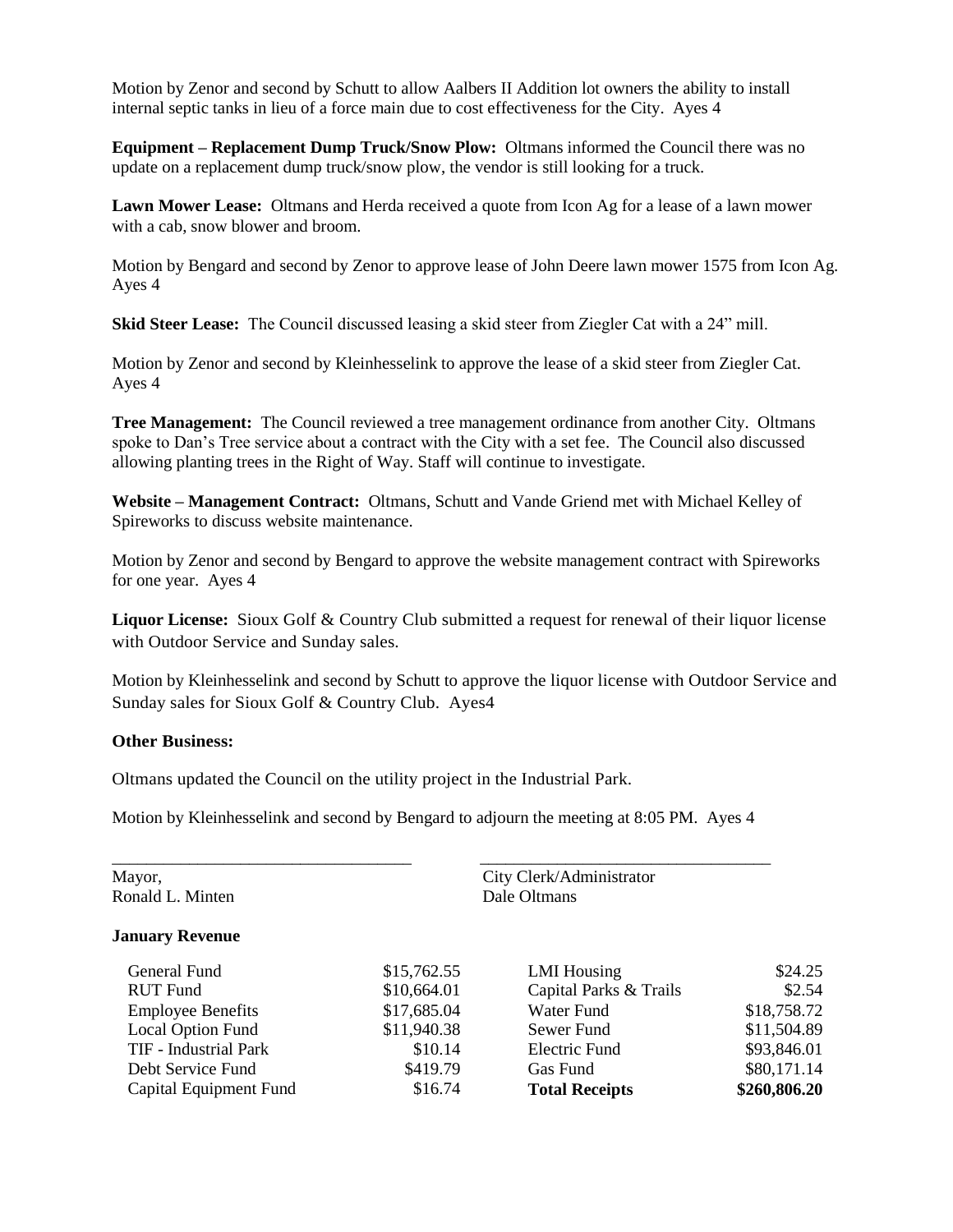Motion by Zenor and second by Schutt to allow Aalbers II Addition lot owners the ability to install internal septic tanks in lieu of a force main due to cost effectiveness for the City. Ayes 4

**Equipment – Replacement Dump Truck/Snow Plow:** Oltmans informed the Council there was no update on a replacement dump truck/snow plow, the vendor is still looking for a truck.

**Lawn Mower Lease:** Oltmans and Herda received a quote from Icon Ag for a lease of a lawn mower with a cab, snow blower and broom.

Motion by Bengard and second by Zenor to approve lease of John Deere lawn mower 1575 from Icon Ag. Ayes 4

**Skid Steer Lease:** The Council discussed leasing a skid steer from Ziegler Cat with a 24" mill.

Motion by Zenor and second by Kleinhesselink to approve the lease of a skid steer from Ziegler Cat. Ayes 4

**Tree Management:** The Council reviewed a tree management ordinance from another City. Oltmans spoke to Dan's Tree service about a contract with the City with a set fee. The Council also discussed allowing planting trees in the Right of Way. Staff will continue to investigate.

**Website – Management Contract:** Oltmans, Schutt and Vande Griend met with Michael Kelley of Spireworks to discuss website maintenance.

Motion by Zenor and second by Bengard to approve the website management contract with Spireworks for one year. Ayes 4

**Liquor License:** Sioux Golf & Country Club submitted a request for renewal of their liquor license with Outdoor Service and Sunday sales.

Motion by Kleinhesselink and second by Schutt to approve the liquor license with Outdoor Service and Sunday sales for Sioux Golf & Country Club. Ayes4

**Other Business:**

Oltmans updated the Council on the utility project in the Industrial Park.

Motion by Kleinhesselink and second by Bengard to adjourn the meeting at 8:05 PM. Ayes 4

\_\_\_\_\_\_\_\_\_\_\_\_\_\_\_\_\_\_\_\_\_\_\_\_\_\_\_\_\_\_\_\_\_\_\_ \_\_\_\_\_\_\_\_\_\_\_\_\_\_\_\_\_\_\_\_\_\_\_\_\_\_\_\_\_\_\_\_\_\_\_

Mayor,
Ronald L. Minten

City Clerk/Administrator
Dale Oltmans

**January Revenue**

| | | | |
|---|---|---|---|
| General Fund | $15,762.55 | LMI Housing | $24.25 |
| RUT Fund | $10,664.01 | Capital Parks & Trails | $2.54 |
| Employee Benefits | $17,685.04 | Water Fund | $18,758.72 |
| Local Option Fund | $11,940.38 | Sewer Fund | $11,504.89 |
| TIF - Industrial Park | $10.14 | Electric Fund | $93,846.01 |
| Debt Service Fund | $419.79 | Gas Fund | $80,171.14 |
| Capital Equipment Fund | $16.74 | **Total Receipts** | **$260,806.20** |